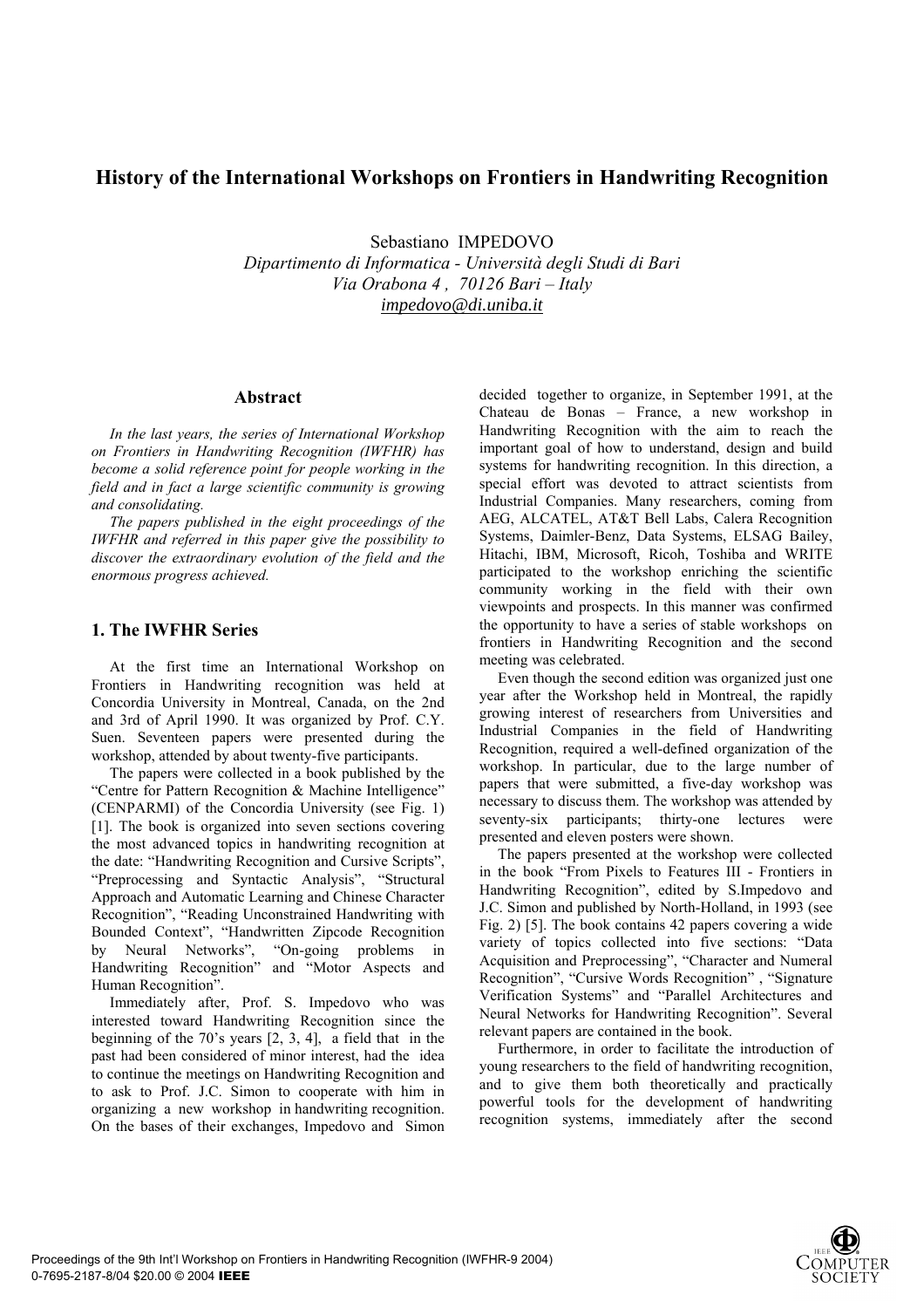# History of the International Workshops on Frontiers in Handwriting Recognition

Sebastiano IMPEDOVO

*Dipartimento di Informatica - Università degli Studi di Bari*
*Via Orabona 4 , 70126 Bari – Italy*
*impedovo@di.uniba.it*

## Abstract

*In the last years, the series of International Workshop on Frontiers in Handwriting Recognition (IWFHR) has become a solid reference point for people working in the field and in fact a large scientific community is growing and consolidating.*

*The papers published in the eight proceedings of the IWFHR and referred in this paper give the possibility to discover the extraordinary evolution of the field and the enormous progress achieved.*

## 1. The IWFHR Series

At the first time an International Workshop on Frontiers in Handwriting recognition was held at Concordia University in Montreal, Canada, on the 2nd and 3rd of April 1990. It was organized by Prof. C.Y. Suen. Seventeen papers were presented during the workshop, attended by about twenty-five participants.

The papers were collected in a book published by the "Centre for Pattern Recognition & Machine Intelligence" (CENPARMI) of the Concordia University (see Fig. 1) [1]. The book is organized into seven sections covering the most advanced topics in handwriting recognition at the date: "Handwriting Recognition and Cursive Scripts", "Preprocessing and Syntactic Analysis", "Structural Approach and Automatic Learning and Chinese Character Recognition", "Reading Unconstrained Handwriting with Bounded Context", "Handwritten Zipcode Recognition by Neural Networks", "On-going problems in Handwriting Recognition" and "Motor Aspects and Human Recognition".

Immediately after, Prof. S. Impedovo who was interested toward Handwriting Recognition since the beginning of the 70's years [2, 3, 4], a field that in the past had been considered of minor interest, had the idea to continue the meetings on Handwriting Recognition and to ask to Prof. J.C. Simon to cooperate with him in organizing a new workshop in handwriting recognition. On the bases of their exchanges, Impedovo and Simon decided together to organize, in September 1991, at the Chateau de Bonas – France, a new workshop in Handwriting Recognition with the aim to reach the important goal of how to understand, design and build systems for handwriting recognition. In this direction, a special effort was devoted to attract scientists from Industrial Companies. Many researchers, coming from AEG, ALCATEL, AT&T Bell Labs, Calera Recognition Systems, Daimler-Benz, Data Systems, ELSAG Bailey, Hitachi, IBM, Microsoft, Ricoh, Toshiba and WRITE participated to the workshop enriching the scientific community working in the field with their own viewpoints and prospects. In this manner was confirmed the opportunity to have a series of stable workshops on frontiers in Handwriting Recognition and the second meeting was celebrated.

Even though the second edition was organized just one year after the Workshop held in Montreal, the rapidly growing interest of researchers from Universities and Industrial Companies in the field of Handwriting Recognition, required a well-defined organization of the workshop. In particular, due to the large number of papers that were submitted, a five-day workshop was necessary to discuss them. The workshop was attended by seventy-six participants; thirty-one lectures were presented and eleven posters were shown.

The papers presented at the workshop were collected in the book "From Pixels to Features III - Frontiers in Handwriting Recognition", edited by S.Impedovo and J.C. Simon and published by North-Holland, in 1993 (see Fig. 2) [5]. The book contains 42 papers covering a wide variety of topics collected into five sections: "Data Acquisition and Preprocessing", "Character and Numeral Recognition", "Cursive Words Recognition" , "Signature Verification Systems" and "Parallel Architectures and Neural Networks for Handwriting Recognition". Several relevant papers are contained in the book.

Furthermore, in order to facilitate the introduction of young researchers to the field of handwriting recognition, and to give them both theoretically and practically powerful tools for the development of handwriting recognition systems, immediately after the second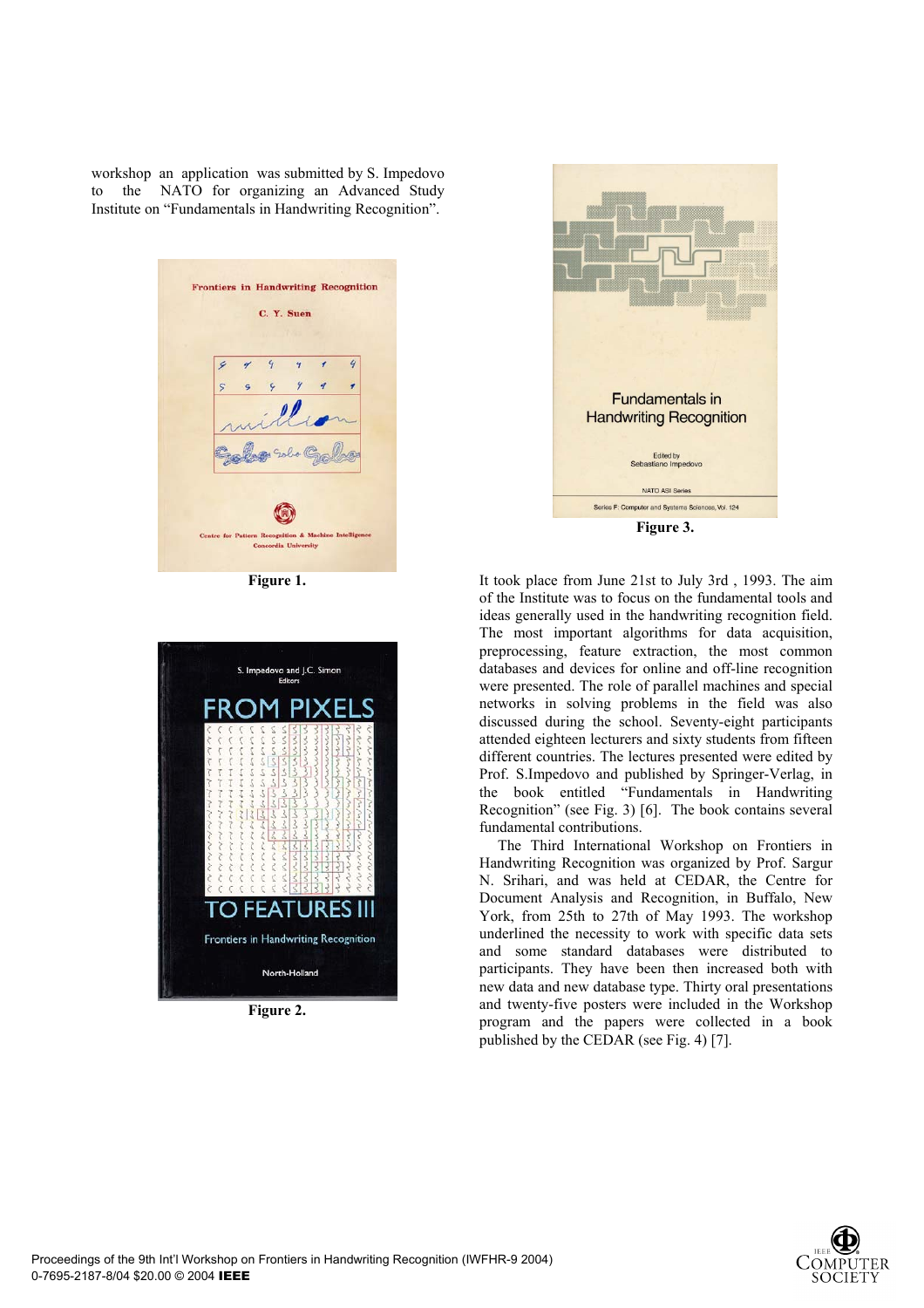workshop an application was submitted by S. Impedovo to the NATO for organizing an Advanced Study Institute on "Fundamentals in Handwriting Recognition".

Figure 1.

Figure 2.

Figure 3.

It took place from June 21st to July 3rd , 1993. The aim of the Institute was to focus on the fundamental tools and ideas generally used in the handwriting recognition field. The most important algorithms for data acquisition, preprocessing, feature extraction, the most common databases and devices for online and off-line recognition were presented. The role of parallel machines and special networks in solving problems in the field was also discussed during the school. Seventy-eight participants attended eighteen lecturers and sixty students from fifteen different countries. The lectures presented were edited by Prof. S.Impedovo and published by Springer-Verlag, in the book entitled "Fundamentals in Handwriting Recognition" (see Fig. 3) [6]. The book contains several fundamental contributions.

The Third International Workshop on Frontiers in Handwriting Recognition was organized by Prof. Sargur N. Srihari, and was held at CEDAR, the Centre for Document Analysis and Recognition, in Buffalo, New York, from 25th to 27th of May 1993. The workshop underlined the necessity to work with specific data sets and some standard databases were distributed to participants. They have been then increased both with new data and new database type. Thirty oral presentations and twenty-five posters were included in the Workshop program and the papers were collected in a book published by the CEDAR (see Fig. 4) [7].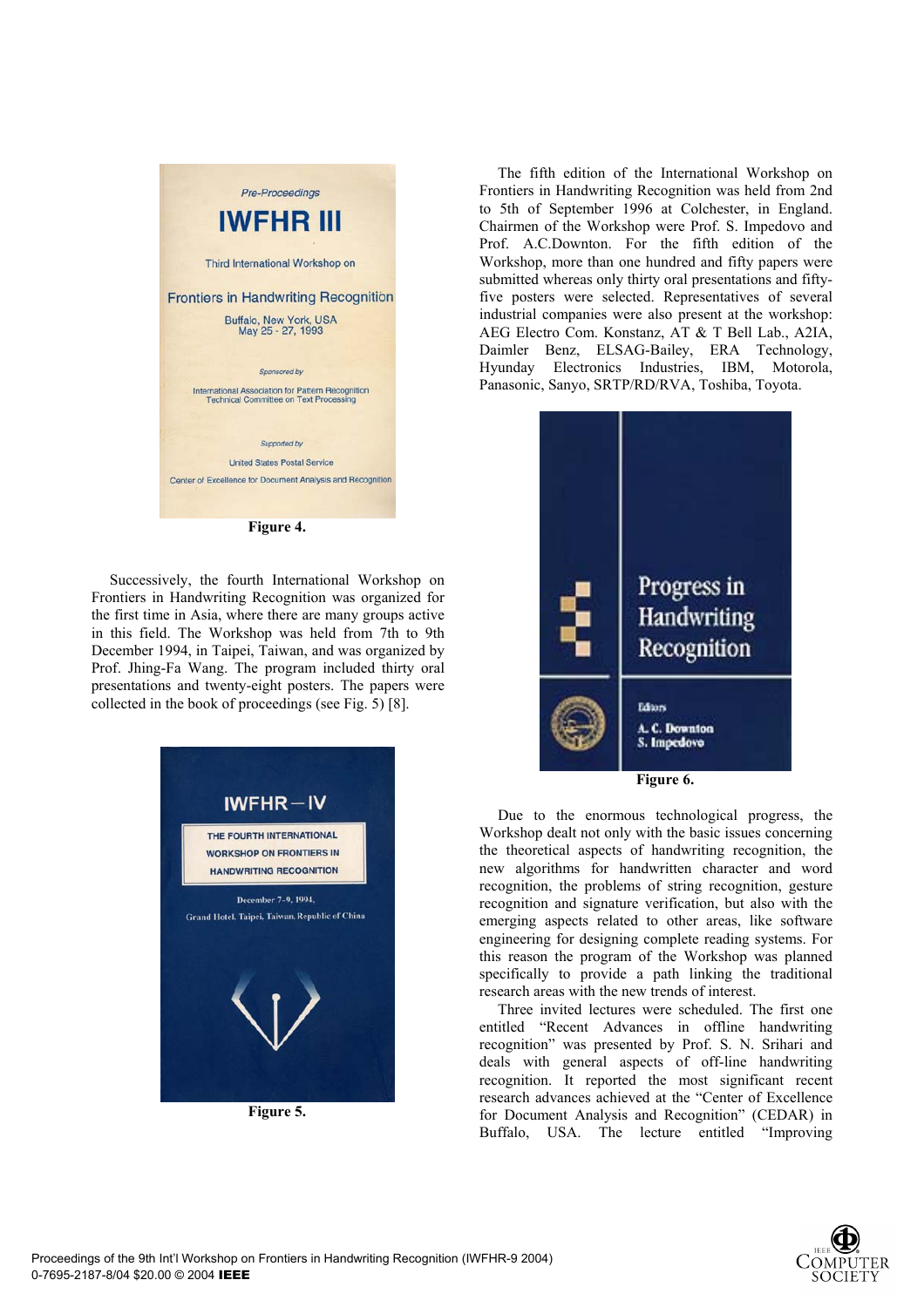Figure 4.

Successively, the fourth International Workshop on Frontiers in Handwriting Recognition was organized for the first time in Asia, where there are many groups active in this field. The Workshop was held from 7th to 9th December 1994, in Taipei, Taiwan, and was organized by Prof. Jhing-Fa Wang. The program included thirty oral presentations and twenty-eight posters. The papers were collected in the book of proceedings (see Fig. 5) [8].

Figure 5.

The fifth edition of the International Workshop on Frontiers in Handwriting Recognition was held from 2nd to 5th of September 1996 at Colchester, in England. Chairmen of the Workshop were Prof. S. Impedovo and Prof. A.C.Downton. For the fifth edition of the Workshop, more than one hundred and fifty papers were submitted whereas only thirty oral presentations and fifty-five posters were selected. Representatives of several industrial companies were also present at the workshop: AEG Electro Com. Konstanz, AT & T Bell Lab., A2IA, Daimler Benz, ELSAG-Bailey, ERA Technology, Hyunday Electronics Industries, IBM, Motorola, Panasonic, Sanyo, SRTP/RD/RVA, Toshiba, Toyota.

Figure 6.

Due to the enormous technological progress, the Workshop dealt not only with the basic issues concerning the theoretical aspects of handwriting recognition, the new algorithms for handwritten character and word recognition, the problems of string recognition, gesture recognition and signature verification, but also with the emerging aspects related to other areas, like software engineering for designing complete reading systems. For this reason the program of the Workshop was planned specifically to provide a path linking the traditional research areas with the new trends of interest.

Three invited lectures were scheduled. The first one entitled "Recent Advances in offline handwriting recognition" was presented by Prof. S. N. Srihari and deals with general aspects of off-line handwriting recognition. It reported the most significant recent research advances achieved at the "Center of Excellence for Document Analysis and Recognition" (CEDAR) in Buffalo, USA. The lecture entitled "Improving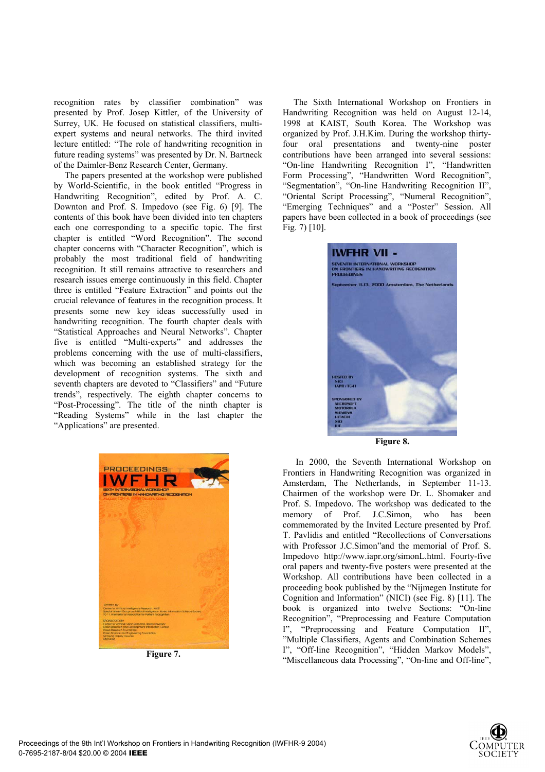recognition rates by classifier combination" was presented by Prof. Josep Kittler, of the University of Surrey, UK. He focused on statistical classifiers, multi-expert systems and neural networks. The third invited lecture entitled: "The role of handwriting recognition in future reading systems" was presented by Dr. N. Bartneck of the Daimler-Benz Research Center, Germany.

The papers presented at the workshop were published by World-Scientific, in the book entitled "Progress in Handwriting Recognition", edited by Prof. A. C. Downton and Prof. S. Impedovo (see Fig. 6) [9]. The contents of this book have been divided into ten chapters each one corresponding to a specific topic. The first chapter is entitled "Word Recognition". The second chapter concerns with "Character Recognition", which is probably the most traditional field of handwriting recognition. It still remains attractive to researchers and research issues emerge continuously in this field. Chapter three is entitled "Feature Extraction" and points out the crucial relevance of features in the recognition process. It presents some new key ideas successfully used in handwriting recognition. The fourth chapter deals with "Statistical Approaches and Neural Networks". Chapter five is entitled "Multi-experts" and addresses the problems concerning with the use of multi-classifiers, which was becoming an established strategy for the development of recognition systems. The sixth and seventh chapters are devoted to "Classifiers" and "Future trends", respectively. The eighth chapter concerns to "Post-Processing". The title of the ninth chapter is "Reading Systems" while in the last chapter the "Applications" are presented.

**Figure 7.**

The Sixth International Workshop on Frontiers in Handwriting Recognition was held on August 12-14, 1998 at KAIST, South Korea. The Workshop was organized by Prof. J.H.Kim. During the workshop thirty-four oral presentations and twenty-nine poster contributions have been arranged into several sessions: "On-line Handwriting Recognition I", "Handwritten Form Processing", "Handwritten Word Recognition", "Segmentation", "On-line Handwriting Recognition II", "Oriental Script Processing", "Numeral Recognition", "Emerging Techniques" and a "Poster" Session. All papers have been collected in a book of proceedings (see Fig. 7) [10].

**Figure 8.**

In 2000, the Seventh International Workshop on Frontiers in Handwriting Recognition was organized in Amsterdam, The Netherlands, in September 11-13. Chairmen of the workshop were Dr. L. Shomaker and Prof. S. Impedovo. The workshop was dedicated to the memory of Prof. J.C.Simon, who has been commemorated by the Invited Lecture presented by Prof. T. Pavlidis and entitled "Recollections of Conversations with Professor J.C.Simon"and the memorial of Prof. S. Impedovo http://www.iapr.org/simonL.html. Fourty-five oral papers and twenty-five posters were presented at the Workshop. All contributions have been collected in a proceeding book published by the "Nijmegen Institute for Cognition and Information" (NICI) (see Fig. 8) [11]. The book is organized into twelve Sections: "On-line Recognition", "Preprocessing and Feature Computation I", "Preprocessing and Feature Computation II", "Multiple Classifiers, Agents and Combination Schemes I", "Off-line Recognition", "Hidden Markov Models", "Miscellaneous data Processing", "On-line and Off-line",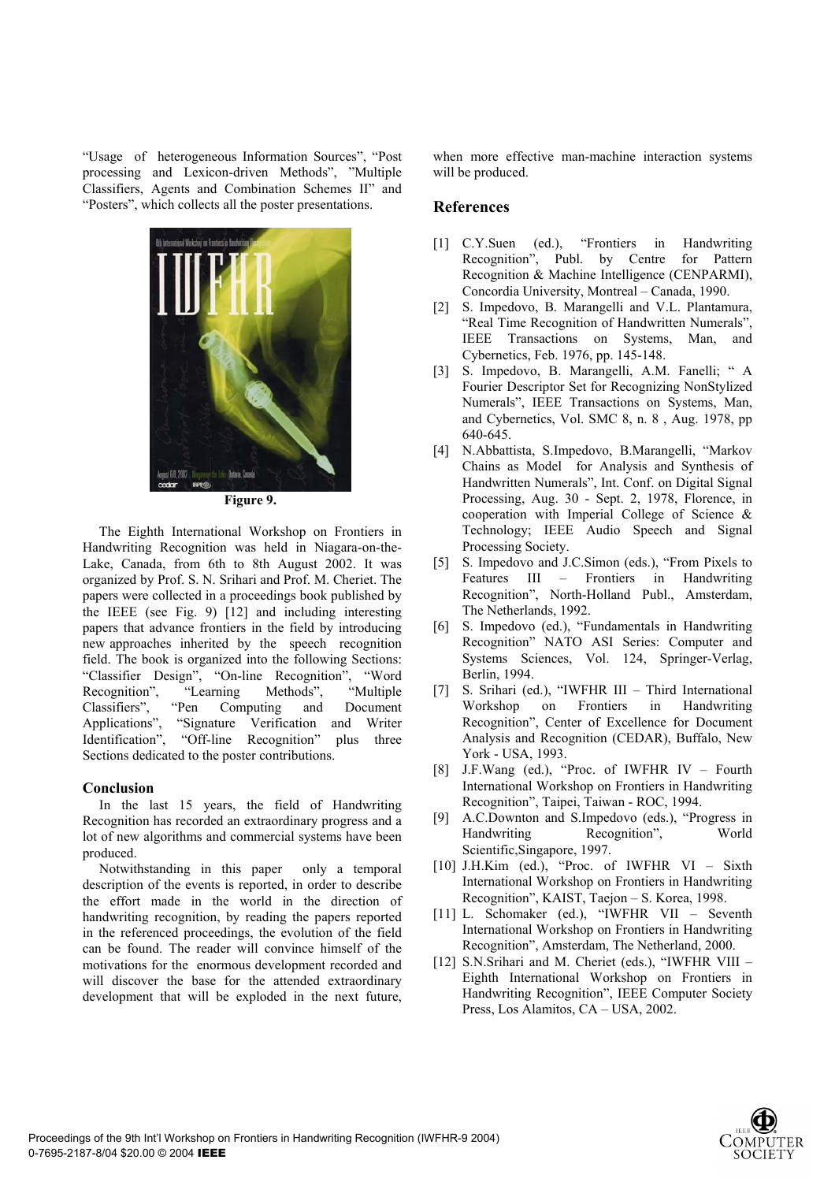"Usage of heterogeneous Information Sources", "Post processing and Lexicon-driven Methods", "Multiple Classifiers, Agents and Combination Schemes II" and "Posters", which collects all the poster presentations.

Figure 9.

The Eighth International Workshop on Frontiers in Handwriting Recognition was held in Niagara-on-the-Lake, Canada, from 6th to 8th August 2002. It was organized by Prof. S. N. Srihari and Prof. M. Cheriet. The papers were collected in a proceedings book published by the IEEE (see Fig. 9) [12] and including interesting papers that advance frontiers in the field by introducing new approaches inherited by the speech recognition field. The book is organized into the following Sections: "Classifier Design", "On-line Recognition", "Word Recognition", "Learning Methods", "Multiple Classifiers", "Pen Computing and Document Applications", "Signature Verification and Writer Identification", "Off-line Recognition" plus three Sections dedicated to the poster contributions.

## Conclusion

In the last 15 years, the field of Handwriting Recognition has recorded an extraordinary progress and a lot of new algorithms and commercial systems have been produced.

Notwithstanding in this paper only a temporal description of the events is reported, in order to describe the effort made in the world in the direction of handwriting recognition, by reading the papers reported in the referenced proceedings, the evolution of the field can be found. The reader will convince himself of the motivations for the enormous development recorded and will discover the base for the attended extraordinary development that will be exploded in the next future, when more effective man-machine interaction systems will be produced.

## References

[1] C.Y.Suen (ed.), "Frontiers in Handwriting Recognition", Publ. by Centre for Pattern Recognition & Machine Intelligence (CENPARMI), Concordia University, Montreal – Canada, 1990.

[2] S. Impedovo, B. Marangelli and V.L. Plantamura, "Real Time Recognition of Handwritten Numerals", IEEE Transactions on Systems, Man, and Cybernetics, Feb. 1976, pp. 145-148.

[3] S. Impedovo, B. Marangelli, A.M. Fanelli; " A Fourier Descriptor Set for Recognizing NonStylized Numerals", IEEE Transactions on Systems, Man, and Cybernetics, Vol. SMC 8, n. 8 , Aug. 1978, pp 640-645.

[4] N.Abbattista, S.Impedovo, B.Marangelli, "Markov Chains as Model for Analysis and Synthesis of Handwritten Numerals", Int. Conf. on Digital Signal Processing, Aug. 30 - Sept. 2, 1978, Florence, in cooperation with Imperial College of Science & Technology; IEEE Audio Speech and Signal Processing Society.

[5] S. Impedovo and J.C.Simon (eds.), "From Pixels to Features III – Frontiers in Handwriting Recognition", North-Holland Publ., Amsterdam, The Netherlands, 1992.

[6] S. Impedovo (ed.), "Fundamentals in Handwriting Recognition" NATO ASI Series: Computer and Systems Sciences, Vol. 124, Springer-Verlag, Berlin, 1994.

[7] S. Srihari (ed.), "IWFHR III – Third International Workshop on Frontiers in Handwriting Recognition", Center of Excellence for Document Analysis and Recognition (CEDAR), Buffalo, New York - USA, 1993.

[8] J.F.Wang (ed.), "Proc. of IWFHR IV – Fourth International Workshop on Frontiers in Handwriting Recognition", Taipei, Taiwan - ROC, 1994.

[9] A.C.Downton and S.Impedovo (eds.), "Progress in Handwriting Recognition", World Scientific,Singapore, 1997.

[10] J.H.Kim (ed.), "Proc. of IWFHR VI – Sixth International Workshop on Frontiers in Handwriting Recognition", KAIST, Taejon – S. Korea, 1998.

[11] L. Schomaker (ed.), "IWFHR VII – Seventh International Workshop on Frontiers in Handwriting Recognition", Amsterdam, The Netherland, 2000.

[12] S.N.Srihari and M. Cheriet (eds.), "IWFHR VIII – Eighth International Workshop on Frontiers in Handwriting Recognition", IEEE Computer Society Press, Los Alamitos, CA – USA, 2002.